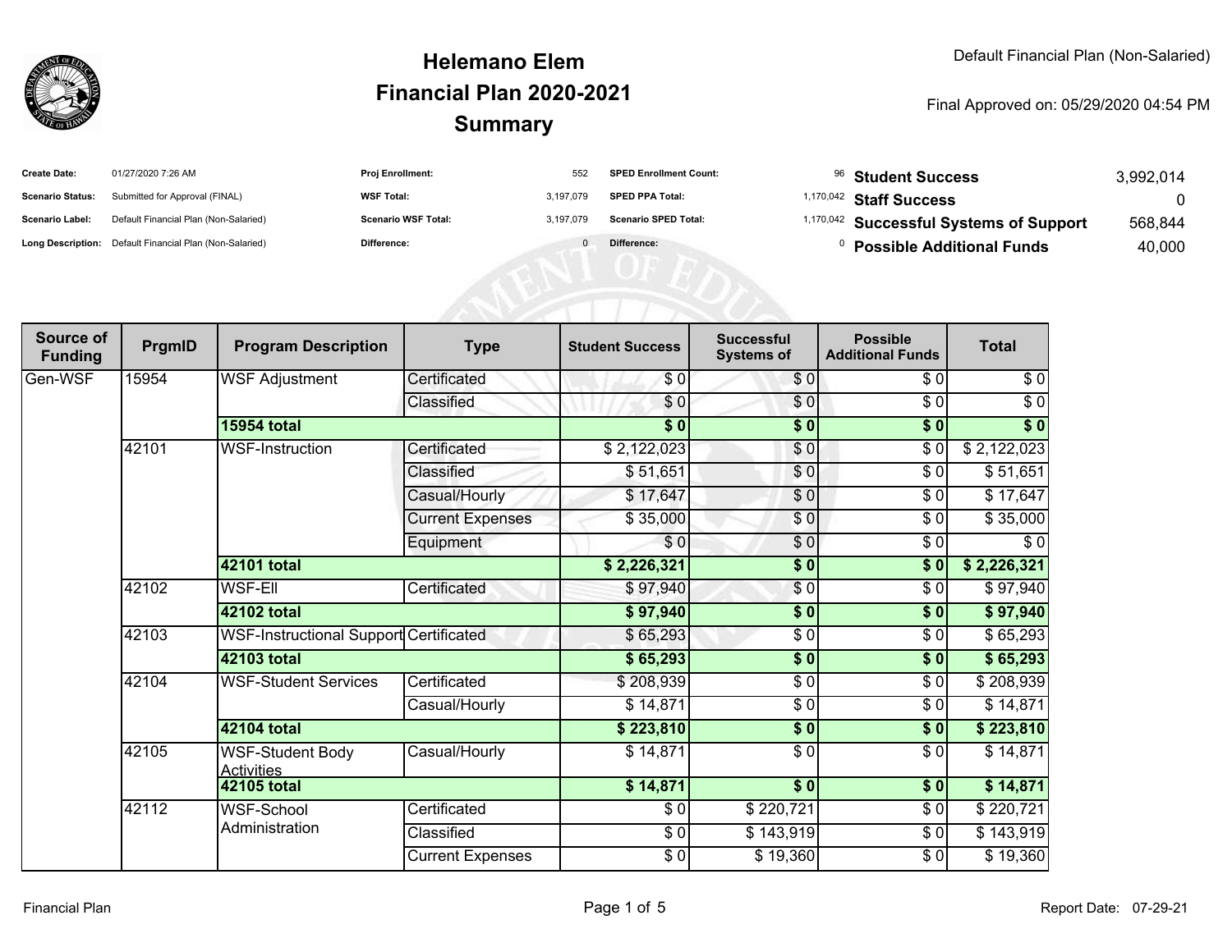# Helemano Elem
## Financial Plan 2020-2021
## Summary

Default Financial Plan (Non-Salaried)

Final Approved on: 05/29/2020 04:54 PM

| | | | | | | | |
|---|---|---|---|---|---|---|---|
| **Create Date:** | 01/27/2020 7:26 AM | **Proj Enrollment:** | 552 | **SPED Enrollment Count:** | 96 | **Student Success** | 3,992,014 |
| **Scenario Status:** | Submitted for Approval (FINAL) | **WSF Total:** | 3,197,079 | **SPED PPA Total:** | 1,170,042 | **Staff Success** | 0 |
| **Scenario Label:** | Default Financial Plan (Non-Salaried) | **Scenario WSF Total:** | 3,197,079 | **Scenario SPED Total:** | 1,170,042 | **Successful Systems of Support** | 568,844 |
| **Long Description:** | Default Financial Plan (Non-Salaried) | **Difference:** | 0 | **Difference:** | 0 | **Possible Additional Funds** | 40,000 |

| Source of Funding | PrgmID | Program Description | Type | Student Success | Successful Systems of | Possible Additional Funds | Total |
|---|---|---|---|---|---|---|---|
| Gen-WSF | 15954 | WSF Adjustment | Certificated | $ 0 | $ 0 | $ 0 | $ 0 |
| | | | Classified | $ 0 | $ 0 | $ 0 | $ 0 |
| | | **15954 total** | | **$ 0** | **$ 0** | **$ 0** | **$ 0** |
| | 42101 | WSF-Instruction | Certificated | $ 2,122,023 | $ 0 | $ 0 | $ 2,122,023 |
| | | | Classified | $ 51,651 | $ 0 | $ 0 | $ 51,651 |
| | | | Casual/Hourly | $ 17,647 | $ 0 | $ 0 | $ 17,647 |
| | | | Current Expenses | $ 35,000 | $ 0 | $ 0 | $ 35,000 |
| | | | Equipment | $ 0 | $ 0 | $ 0 | $ 0 |
| | | **42101 total** | | **$ 2,226,321** | **$ 0** | **$ 0** | **$ 2,226,321** |
| | 42102 | WSF-Ell | Certificated | $ 97,940 | $ 0 | $ 0 | $ 97,940 |
| | | **42102 total** | | **$ 97,940** | **$ 0** | **$ 0** | **$ 97,940** |
| | 42103 | WSF-Instructional Support | Certificated | $ 65,293 | $ 0 | $ 0 | $ 65,293 |
| | | **42103 total** | | **$ 65,293** | **$ 0** | **$ 0** | **$ 65,293** |
| | 42104 | WSF-Student Services | Certificated | $ 208,939 | $ 0 | $ 0 | $ 208,939 |
| | | | Casual/Hourly | $ 14,871 | $ 0 | $ 0 | $ 14,871 |
| | | **42104 total** | | **$ 223,810** | **$ 0** | **$ 0** | **$ 223,810** |
| | 42105 | WSF-Student Body Activities | Casual/Hourly | $ 14,871 | $ 0 | $ 0 | $ 14,871 |
| | | **42105 total** | | **$ 14,871** | **$ 0** | **$ 0** | **$ 14,871** |
| | 42112 | WSF-School Administration | Certificated | $ 0 | $ 220,721 | $ 0 | $ 220,721 |
| | | | Classified | $ 0 | $ 143,919 | $ 0 | $ 143,919 |
| | | | Current Expenses | $ 0 | $ 19,360 | $ 0 | $ 19,360 |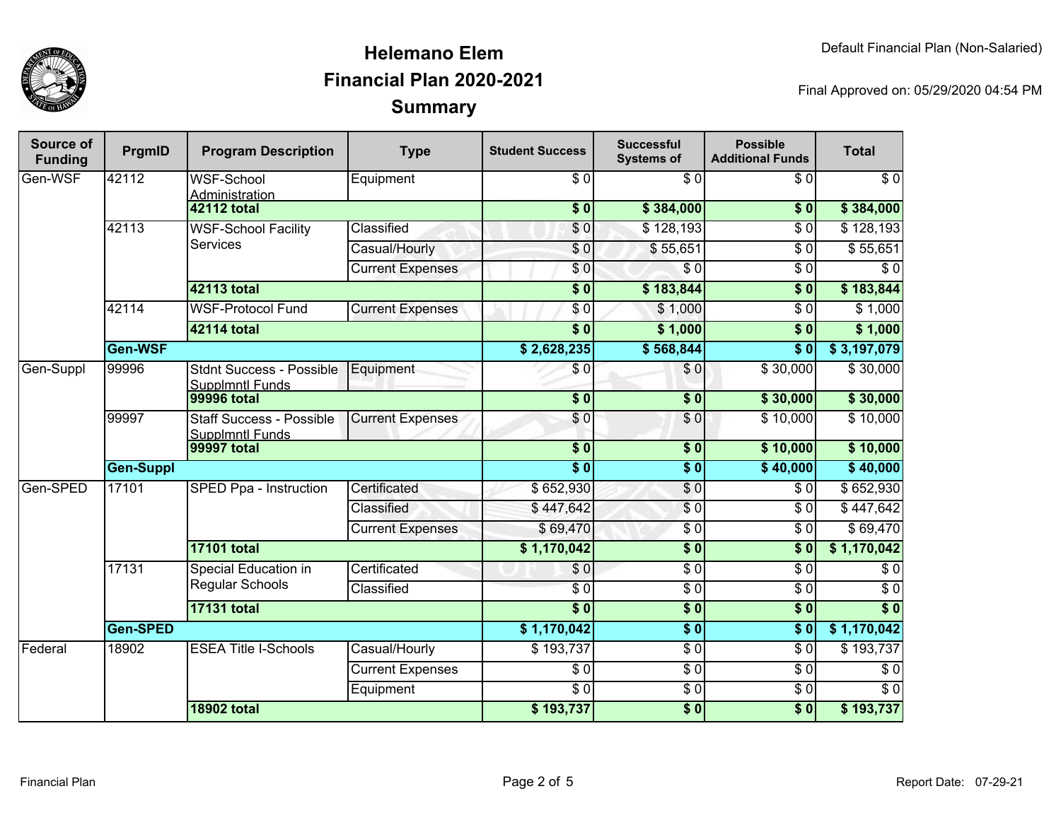# Helemano Elem
## Financial Plan 2020-2021
### Summary

Default Financial Plan (Non-Salaried)

Final Approved on: 05/29/2020 04:54 PM

| Source of Funding | PrgmID | Program Description | Type | Student Success | Successful Systems of | Possible Additional Funds | Total |
|---|---|---|---|---|---|---|---|
| Gen-WSF | 42112 | WSF-School Administration | Equipment | $ 0 | $ 0 | $ 0 | $ 0 |
| | | **42112 total** | | **$ 0** | **$ 384,000** | **$ 0** | **$ 384,000** |
| | 42113 | WSF-School Facility Services | Classified | $ 0 | $ 128,193 | $ 0 | $ 128,193 |
| | | | Casual/Hourly | $ 0 | $ 55,651 | $ 0 | $ 55,651 |
| | | | Current Expenses | $ 0 | $ 0 | $ 0 | $ 0 |
| | | **42113 total** | | **$ 0** | **$ 183,844** | **$ 0** | **$ 183,844** |
| | 42114 | WSF-Protocol Fund | Current Expenses | $ 0 | $ 1,000 | $ 0 | $ 1,000 |
| | | **42114 total** | | **$ 0** | **$ 1,000** | **$ 0** | **$ 1,000** |
| | **Gen-WSF** | | | **$ 2,628,235** | **$ 568,844** | **$ 0** | **$ 3,197,079** |
| Gen-Suppl | 99996 | Stdnt Success - Possible Supplmntl Funds | Equipment | $ 0 | $ 0 | $ 30,000 | $ 30,000 |
| | | **99996 total** | | **$ 0** | **$ 0** | **$ 30,000** | **$ 30,000** |
| | 99997 | Staff Success - Possible Supplmntl Funds | Current Expenses | $ 0 | $ 0 | $ 10,000 | $ 10,000 |
| | | **99997 total** | | **$ 0** | **$ 0** | **$ 10,000** | **$ 10,000** |
| | **Gen-Suppl** | | | **$ 0** | **$ 0** | **$ 40,000** | **$ 40,000** |
| Gen-SPED | 17101 | SPED Ppa - Instruction | Certificated | $ 652,930 | $ 0 | $ 0 | $ 652,930 |
| | | | Classified | $ 447,642 | $ 0 | $ 0 | $ 447,642 |
| | | | Current Expenses | $ 69,470 | $ 0 | $ 0 | $ 69,470 |
| | | **17101 total** | | **$ 1,170,042** | **$ 0** | **$ 0** | **$ 1,170,042** |
| | 17131 | Special Education in Regular Schools | Certificated | $ 0 | $ 0 | $ 0 | $ 0 |
| | | | Classified | $ 0 | $ 0 | $ 0 | $ 0 |
| | | **17131 total** | | **$ 0** | **$ 0** | **$ 0** | **$ 0** |
| | **Gen-SPED** | | | **$ 1,170,042** | **$ 0** | **$ 0** | **$ 1,170,042** |
| Federal | 18902 | ESEA Title I-Schools | Casual/Hourly | $ 193,737 | $ 0 | $ 0 | $ 193,737 |
| | | | Current Expenses | $ 0 | $ 0 | $ 0 | $ 0 |
| | | | Equipment | $ 0 | $ 0 | $ 0 | $ 0 |
| | | **18902 total** | | **$ 193,737** | **$ 0** | **$ 0** | **$ 193,737** |

Financial Plan

Report Date: 07-29-21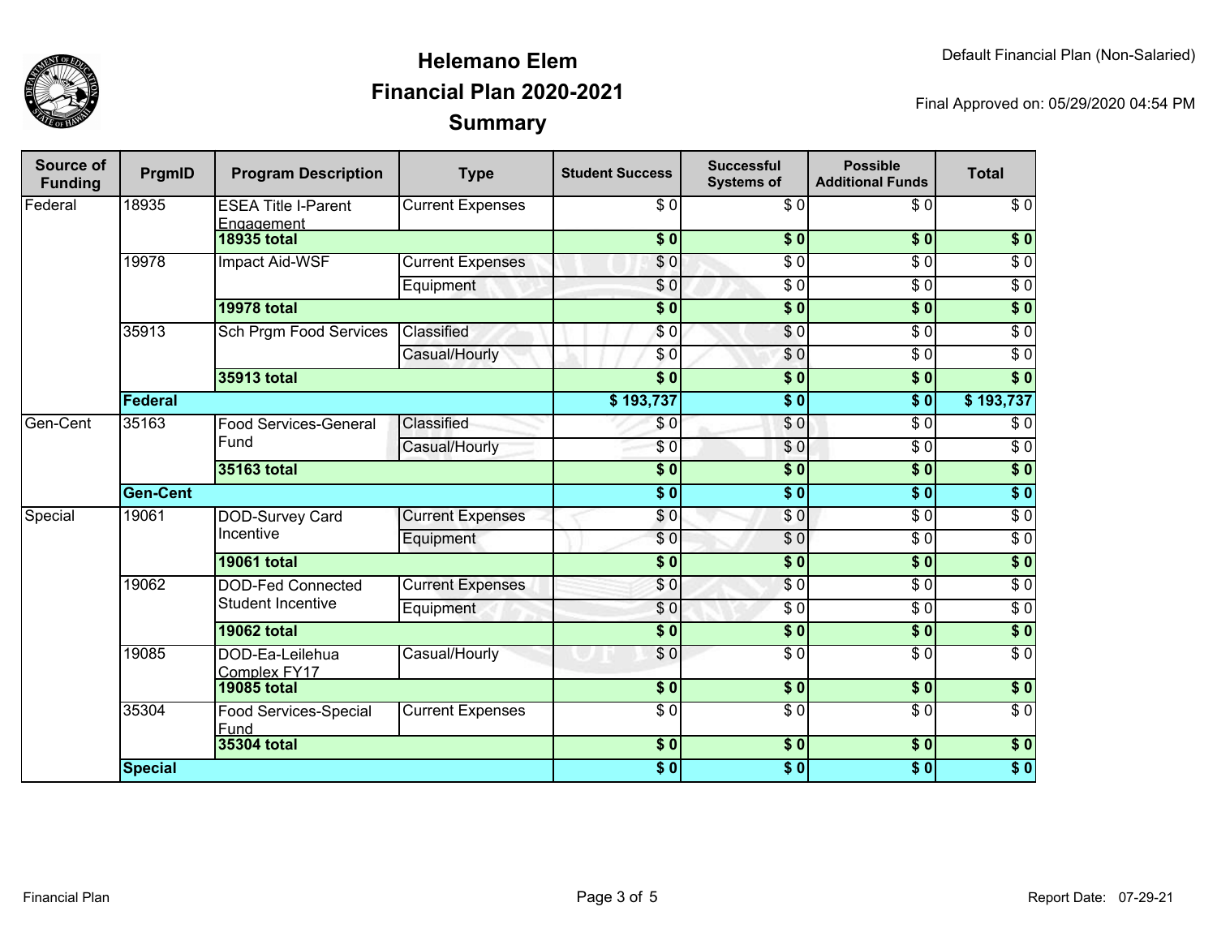# Helemano Elem
## Financial Plan 2020-2021
## Summary

Default Financial Plan (Non-Salaried)

Final Approved on: 05/29/2020 04:54 PM

| Source of Funding | PrgmID | Program Description | Type | Student Success | Successful Systems of | Possible Additional Funds | Total |
|---|---|---|---|---|---|---|---|
| Federal | 18935 | ESEA Title I-Parent Engagement | Current Expenses | $ 0 | $ 0 | $ 0 | $ 0 |
| | | **18935 total** | | **$ 0** | **$ 0** | **$ 0** | **$ 0** |
| | 19978 | Impact Aid-WSF | Current Expenses | $ 0 | $ 0 | $ 0 | $ 0 |
| | | | Equipment | $ 0 | $ 0 | $ 0 | $ 0 |
| | | **19978 total** | | **$ 0** | **$ 0** | **$ 0** | **$ 0** |
| | 35913 | Sch Prgm Food Services | Classified | $ 0 | $ 0 | $ 0 | $ 0 |
| | | | Casual/Hourly | $ 0 | $ 0 | $ 0 | $ 0 |
| | | **35913 total** | | **$ 0** | **$ 0** | **$ 0** | **$ 0** |
| | **Federal** | | | **$ 193,737** | **$ 0** | **$ 0** | **$ 193,737** |
| Gen-Cent | 35163 | Food Services-General Fund | Classified | $ 0 | $ 0 | $ 0 | $ 0 |
| | | | Casual/Hourly | $ 0 | $ 0 | $ 0 | $ 0 |
| | | **35163 total** | | **$ 0** | **$ 0** | **$ 0** | **$ 0** |
| | **Gen-Cent** | | | **$ 0** | **$ 0** | **$ 0** | **$ 0** |
| Special | 19061 | DOD-Survey Card Incentive | Current Expenses | $ 0 | $ 0 | $ 0 | $ 0 |
| | | | Equipment | $ 0 | $ 0 | $ 0 | $ 0 |
| | | **19061 total** | | **$ 0** | **$ 0** | **$ 0** | **$ 0** |
| | 19062 | DOD-Fed Connected Student Incentive | Current Expenses | $ 0 | $ 0 | $ 0 | $ 0 |
| | | | Equipment | $ 0 | $ 0 | $ 0 | $ 0 |
| | | **19062 total** | | **$ 0** | **$ 0** | **$ 0** | **$ 0** |
| | 19085 | DOD-Ea-Leilehua Complex FY17 | Casual/Hourly | $ 0 | $ 0 | $ 0 | $ 0 |
| | | **19085 total** | | **$ 0** | **$ 0** | **$ 0** | **$ 0** |
| | 35304 | Food Services-Special Fund | Current Expenses | $ 0 | $ 0 | $ 0 | $ 0 |
| | | **35304 total** | | **$ 0** | **$ 0** | **$ 0** | **$ 0** |
| | **Special** | | | **$ 0** | **$ 0** | **$ 0** | **$ 0** |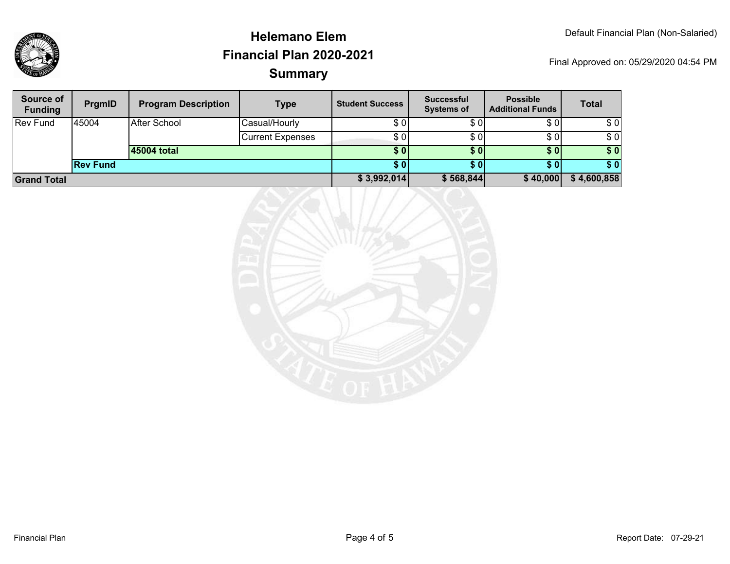# Helemano Elem
## Financial Plan 2020-2021
### Summary

Default Financial Plan (Non-Salaried)

Final Approved on: 05/29/2020 04:54 PM

| Source of Funding | PrgmID | Program Description | Type | Student Success | Successful Systems of | Possible Additional Funds | Total |
|---|---|---|---|---|---|---|---|
| Rev Fund | 45004 | After School | Casual/Hourly | $ 0 | $ 0 | $ 0 | $ 0 |
| | | | Current Expenses | $ 0 | $ 0 | $ 0 | $ 0 |
| | | **45004 total** | | **$ 0** | **$ 0** | **$ 0** | **$ 0** |
| | **Rev Fund** | | | **$ 0** | **$ 0** | **$ 0** | **$ 0** |
| **Grand Total** | | | | **$ 3,992,014** | **$ 568,844** | **$ 40,000** | **$ 4,600,858** |

Financial Plan

Report Date: 07-29-21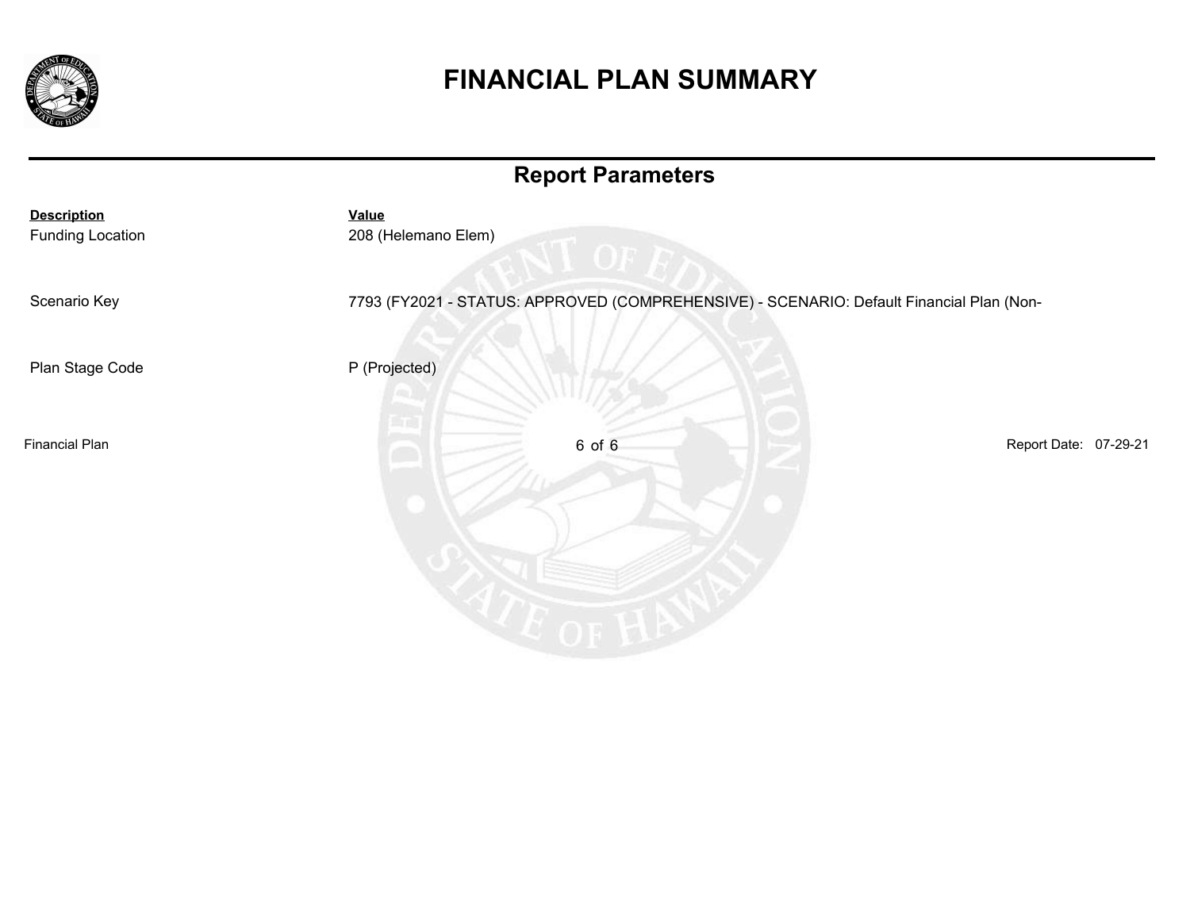# FINANCIAL PLAN SUMMARY

## Report Parameters

| Description | Value |
|---|---|
| Funding Location | 208 (Helemano Elem) |
| Scenario Key | 7793 (FY2021 - STATUS: APPROVED (COMPREHENSIVE) - SCENARIO: Default Financial Plan (Non- |
| Plan Stage Code | P (Projected) |